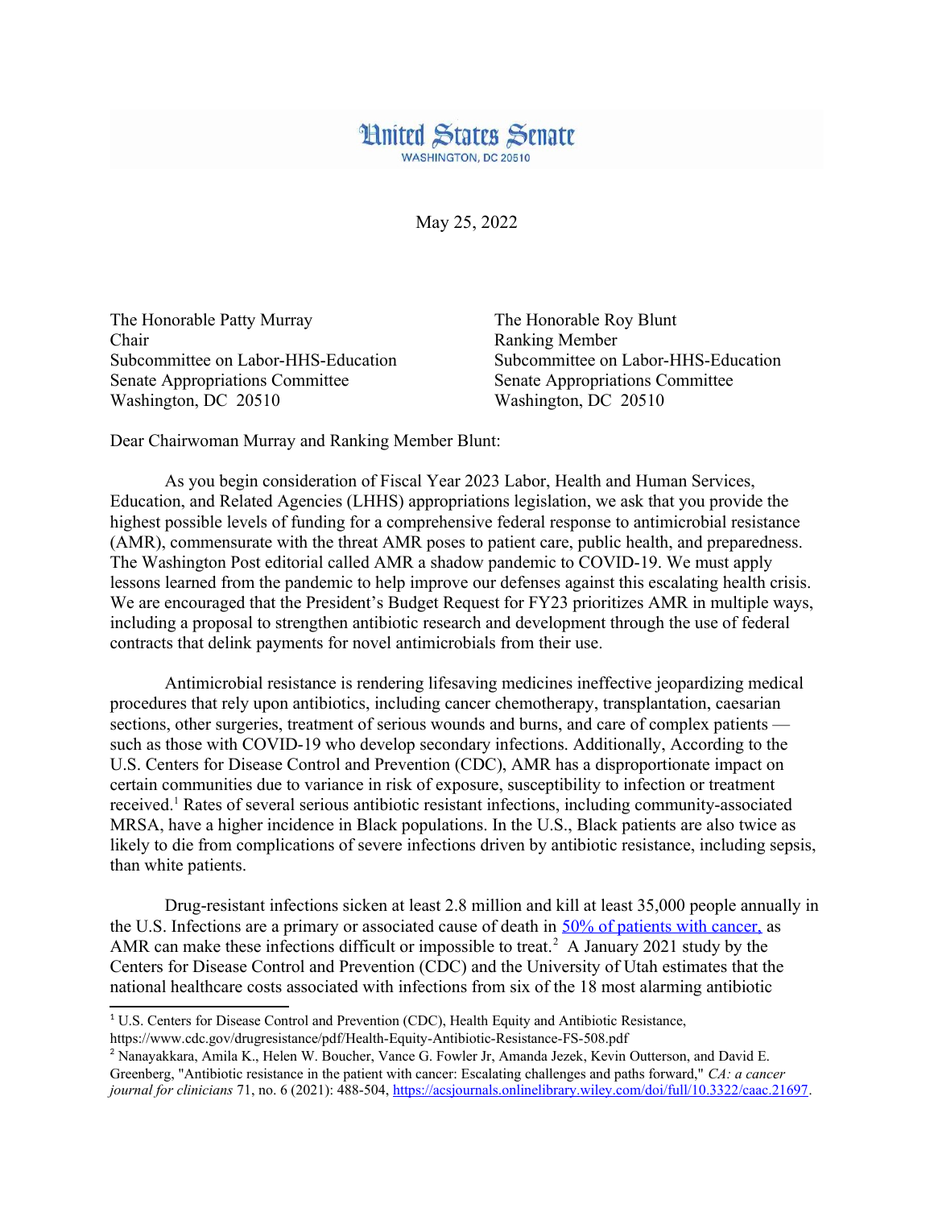# United States Senate

WASHINGTON, DC 20510

May 25, 2022

The Honorable Patty Murray
Chair
Subcommittee on Labor-HHS-Education
Senate Appropriations Committee
Washington, DC 20510

The Honorable Roy Blunt
Ranking Member
Subcommittee on Labor-HHS-Education
Senate Appropriations Committee
Washington, DC 20510

Dear Chairwoman Murray and Ranking Member Blunt:

As you begin consideration of Fiscal Year 2023 Labor, Health and Human Services, Education, and Related Agencies (LHHS) appropriations legislation, we ask that you provide the highest possible levels of funding for a comprehensive federal response to antimicrobial resistance (AMR), commensurate with the threat AMR poses to patient care, public health, and preparedness. The Washington Post editorial called AMR a shadow pandemic to COVID-19. We must apply lessons learned from the pandemic to help improve our defenses against this escalating health crisis. We are encouraged that the President's Budget Request for FY23 prioritizes AMR in multiple ways, including a proposal to strengthen antibiotic research and development through the use of federal contracts that delink payments for novel antimicrobials from their use.

Antimicrobial resistance is rendering lifesaving medicines ineffective jeopardizing medical procedures that rely upon antibiotics, including cancer chemotherapy, transplantation, caesarian sections, other surgeries, treatment of serious wounds and burns, and care of complex patients — such as those with COVID-19 who develop secondary infections. Additionally, According to the U.S. Centers for Disease Control and Prevention (CDC), AMR has a disproportionate impact on certain communities due to variance in risk of exposure, susceptibility to infection or treatment received.[1] Rates of several serious antibiotic resistant infections, including community-associated MRSA, have a higher incidence in Black populations. In the U.S., Black patients are also twice as likely to die from complications of severe infections driven by antibiotic resistance, including sepsis, than white patients.

Drug-resistant infections sicken at least 2.8 million and kill at least 35,000 people annually in the U.S. Infections are a primary or associated cause of death in [50% of patients with cancer,](https://acsjournals.onlinelibrary.wiley.com/doi/full/10.3322/caac.21697) as AMR can make these infections difficult or impossible to treat.[2] A January 2021 study by the Centers for Disease Control and Prevention (CDC) and the University of Utah estimates that the national healthcare costs associated with infections from six of the 18 most alarming antibiotic

---

[1] U.S. Centers for Disease Control and Prevention (CDC), Health Equity and Antibiotic Resistance, https://www.cdc.gov/drugresistance/pdf/Health-Equity-Antibiotic-Resistance-FS-508.pdf

[2] Nanayakkara, Amila K., Helen W. Boucher, Vance G. Fowler Jr, Amanda Jezek, Kevin Outterson, and David E. Greenberg, "Antibiotic resistance in the patient with cancer: Escalating challenges and paths forward," *CA: a cancer journal for clinicians* 71, no. 6 (2021): 488-504, https://acsjournals.onlinelibrary.wiley.com/doi/full/10.3322/caac.21697.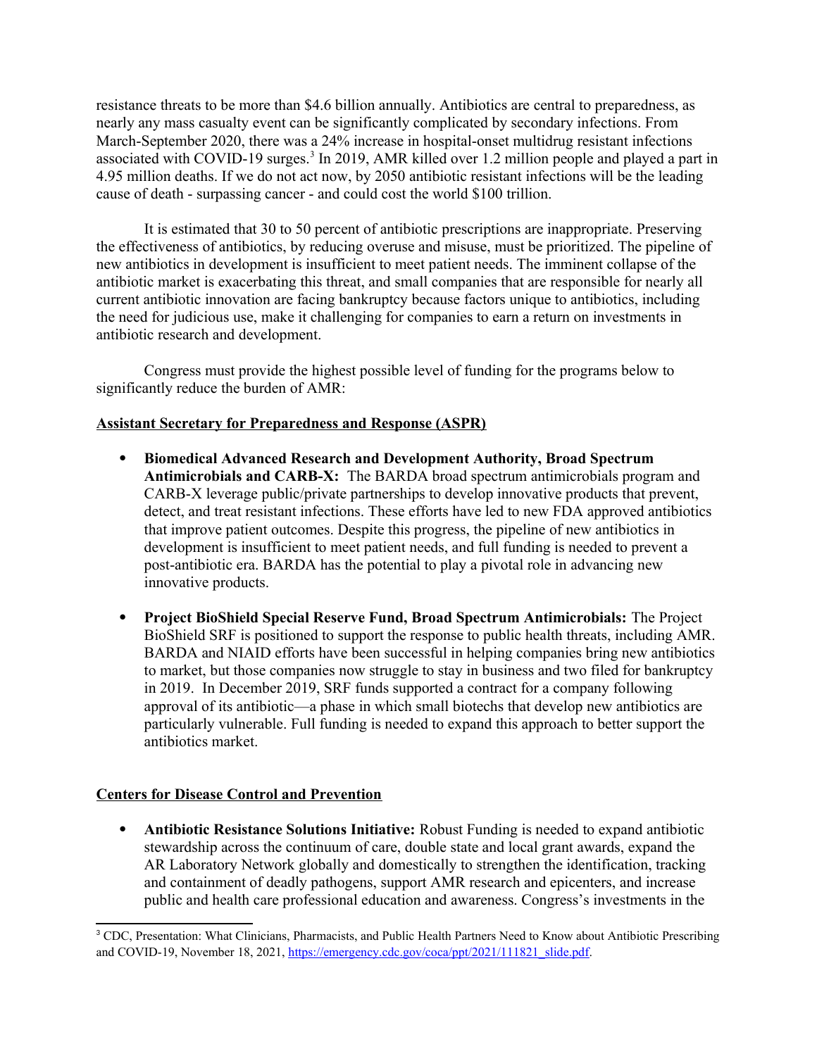resistance threats to be more than $4.6 billion annually. Antibiotics are central to preparedness, as nearly any mass casualty event can be significantly complicated by secondary infections. From March-September 2020, there was a 24% increase in hospital-onset multidrug resistant infections associated with COVID-19 surges.[3] In 2019, AMR killed over 1.2 million people and played a part in 4.95 million deaths. If we do not act now, by 2050 antibiotic resistant infections will be the leading cause of death - surpassing cancer - and could cost the world $100 trillion.

It is estimated that 30 to 50 percent of antibiotic prescriptions are inappropriate. Preserving the effectiveness of antibiotics, by reducing overuse and misuse, must be prioritized. The pipeline of new antibiotics in development is insufficient to meet patient needs. The imminent collapse of the antibiotic market is exacerbating this threat, and small companies that are responsible for nearly all current antibiotic innovation are facing bankruptcy because factors unique to antibiotics, including the need for judicious use, make it challenging for companies to earn a return on investments in antibiotic research and development.

Congress must provide the highest possible level of funding for the programs below to significantly reduce the burden of AMR:

## Assistant Secretary for Preparedness and Response (ASPR)

- **Biomedical Advanced Research and Development Authority, Broad Spectrum Antimicrobials and CARB-X:** The BARDA broad spectrum antimicrobials program and CARB-X leverage public/private partnerships to develop innovative products that prevent, detect, and treat resistant infections. These efforts have led to new FDA approved antibiotics that improve patient outcomes. Despite this progress, the pipeline of new antibiotics in development is insufficient to meet patient needs, and full funding is needed to prevent a post-antibiotic era. BARDA has the potential to play a pivotal role in advancing new innovative products.

- **Project BioShield Special Reserve Fund, Broad Spectrum Antimicrobials:** The Project BioShield SRF is positioned to support the response to public health threats, including AMR. BARDA and NIAID efforts have been successful in helping companies bring new antibiotics to market, but those companies now struggle to stay in business and two filed for bankruptcy in 2019. In December 2019, SRF funds supported a contract for a company following approval of its antibiotic—a phase in which small biotechs that develop new antibiotics are particularly vulnerable. Full funding is needed to expand this approach to better support the antibiotics market.

## Centers for Disease Control and Prevention

- **Antibiotic Resistance Solutions Initiative:** Robust Funding is needed to expand antibiotic stewardship across the continuum of care, double state and local grant awards, expand the AR Laboratory Network globally and domestically to strengthen the identification, tracking and containment of deadly pathogens, support AMR research and epicenters, and increase public and health care professional education and awareness. Congress's investments in the

[3] CDC, Presentation: What Clinicians, Pharmacists, and Public Health Partners Need to Know about Antibiotic Prescribing and COVID-19, November 18, 2021, https://emergency.cdc.gov/coca/ppt/2021/111821_slide.pdf.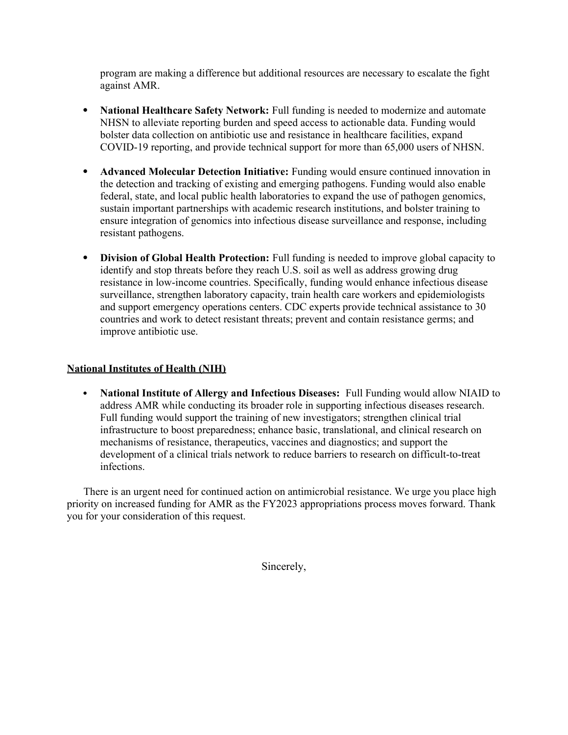program are making a difference but additional resources are necessary to escalate the fight against AMR.

- **National Healthcare Safety Network:** Full funding is needed to modernize and automate NHSN to alleviate reporting burden and speed access to actionable data. Funding would bolster data collection on antibiotic use and resistance in healthcare facilities, expand COVID-19 reporting, and provide technical support for more than 65,000 users of NHSN.

- **Advanced Molecular Detection Initiative:** Funding would ensure continued innovation in the detection and tracking of existing and emerging pathogens. Funding would also enable federal, state, and local public health laboratories to expand the use of pathogen genomics, sustain important partnerships with academic research institutions, and bolster training to ensure integration of genomics into infectious disease surveillance and response, including resistant pathogens.

- **Division of Global Health Protection:** Full funding is needed to improve global capacity to identify and stop threats before they reach U.S. soil as well as address growing drug resistance in low-income countries. Specifically, funding would enhance infectious disease surveillance, strengthen laboratory capacity, train health care workers and epidemiologists and support emergency operations centers. CDC experts provide technical assistance to 30 countries and work to detect resistant threats; prevent and contain resistance germs; and improve antibiotic use.

## National Institutes of Health (NIH)

- **National Institute of Allergy and Infectious Diseases:** Full Funding would allow NIAID to address AMR while conducting its broader role in supporting infectious diseases research. Full funding would support the training of new investigators; strengthen clinical trial infrastructure to boost preparedness; enhance basic, translational, and clinical research on mechanisms of resistance, therapeutics, vaccines and diagnostics; and support the development of a clinical trials network to reduce barriers to research on difficult-to-treat infections.

There is an urgent need for continued action on antimicrobial resistance. We urge you place high priority on increased funding for AMR as the FY2023 appropriations process moves forward. Thank you for your consideration of this request.

Sincerely,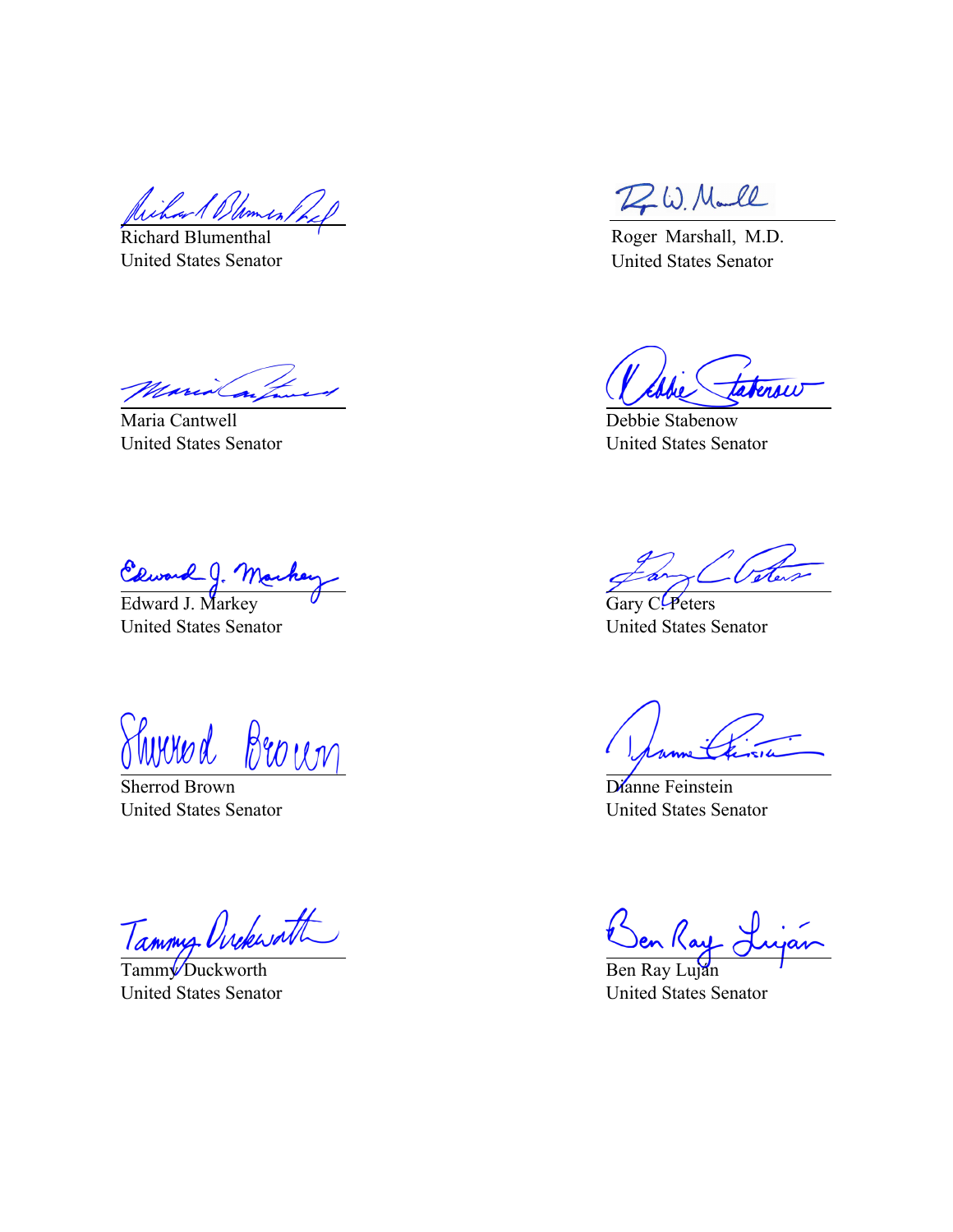Richard Blumenthal
United States Senator

Roger Marshall, M.D.
United States Senator

Maria Cantwell
United States Senator

Debbie Stabenow
United States Senator

Edward J. Markey
United States Senator

Gary C. Peters
United States Senator

Sherrod Brown
United States Senator

Dianne Feinstein
United States Senator

Tammy Duckworth
United States Senator

Ben Ray Luján
United States Senator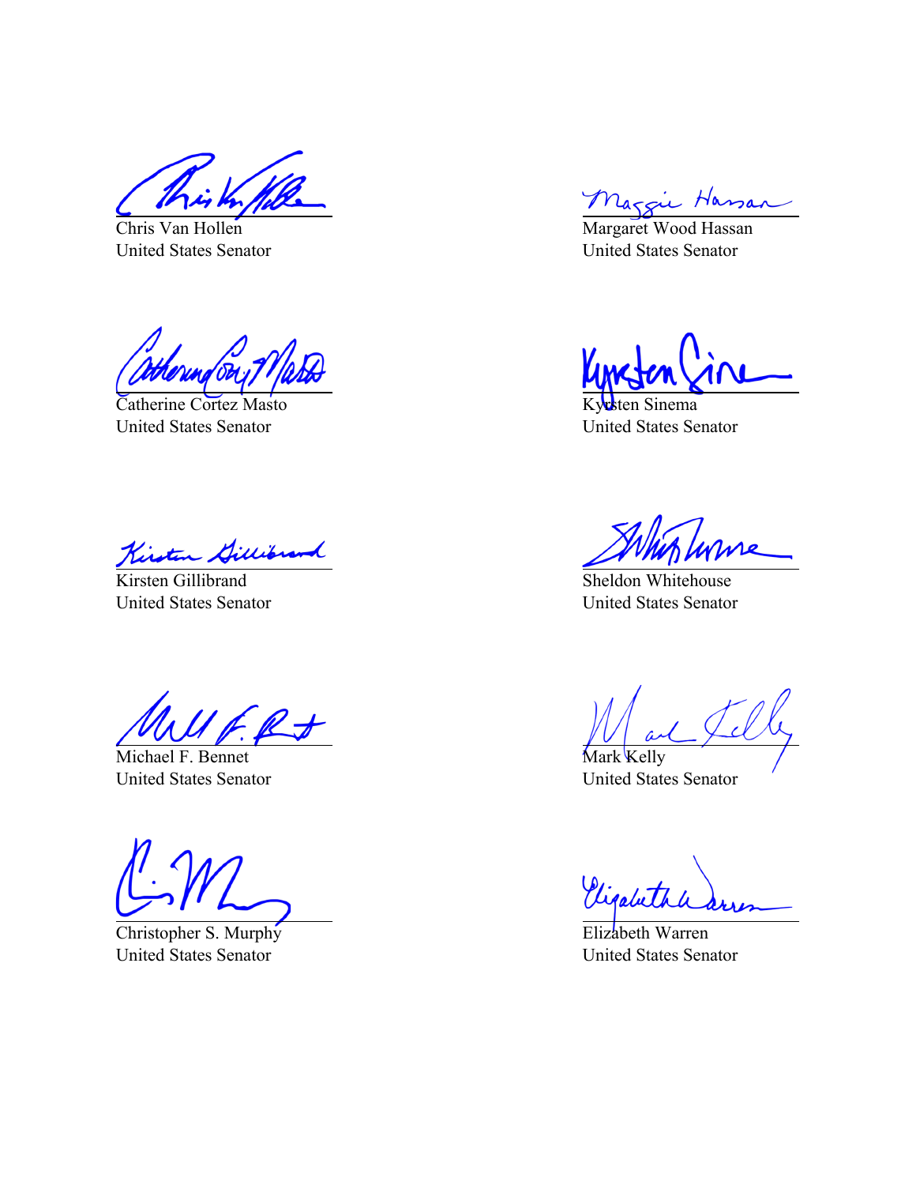Chris Van Hollen
United States Senator

Margaret Wood Hassan
United States Senator

Catherine Cortez Masto
United States Senator

Kyrsten Sinema
United States Senator

Kirsten Gillibrand
United States Senator

Sheldon Whitehouse
United States Senator

Michael F. Bennet
United States Senator

Mark Kelly
United States Senator

Christopher S. Murphy
United States Senator

Elizabeth Warren
United States Senator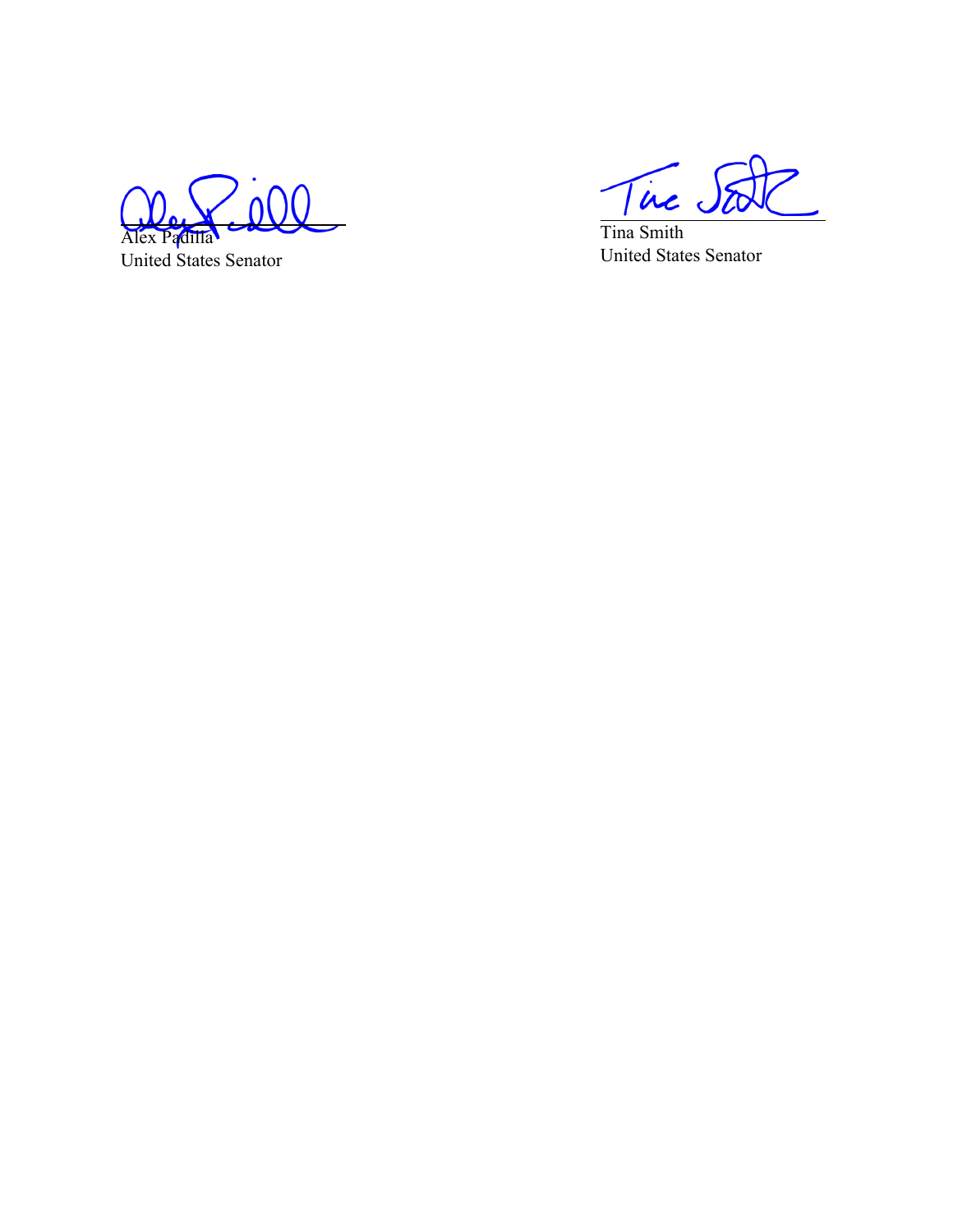Alex Padilla
United States Senator

Tina Smith
United States Senator